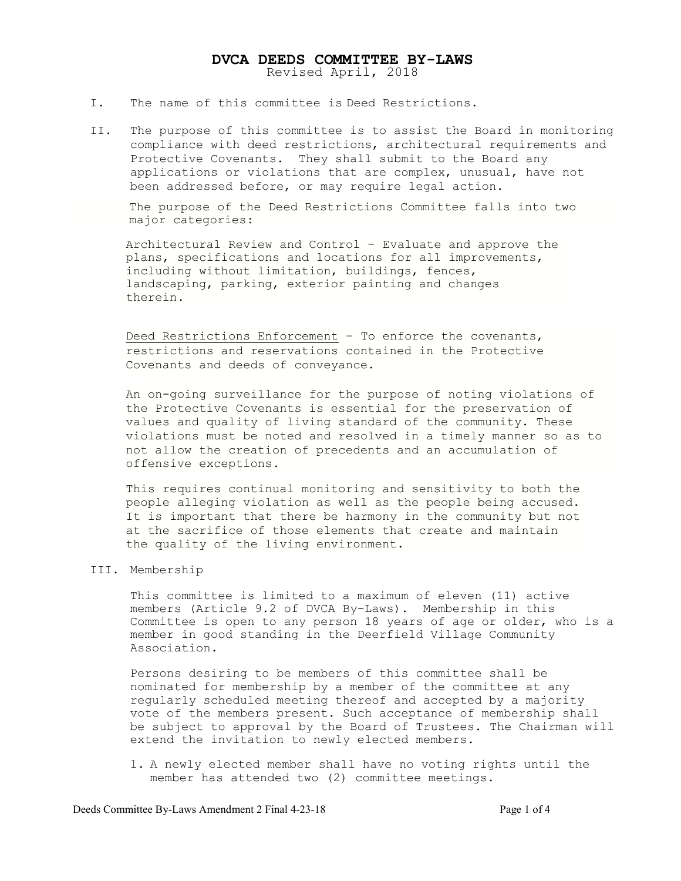# DVCA DEEDS COMMITTEE BY-LAWS

Revised April, 2018

I. The name of this committee is Deed Restrictions.

II. The purpose of this committee is to assist the Board in monitoring compliance with deed restrictions, architectural requirements and Protective Covenants. They shall submit to the Board any applications or violations that are complex, unusual, have not been addressed before, or may require legal action.

The purpose of the Deed Restrictions Committee falls into two major categories:

Architectural Review and Control – Evaluate and approve the plans, specifications and locations for all improvements, including without limitation, buildings, fences, landscaping, parking, exterior painting and changes therein.

Deed Restrictions Enforcement – To enforce the covenants, restrictions and reservations contained in the Protective Covenants and deeds of conveyance.

An on-going surveillance for the purpose of noting violations of the Protective Covenants is essential for the preservation of values and quality of living standard of the community. These violations must be noted and resolved in a timely manner so as to not allow the creation of precedents and an accumulation of offensive exceptions.

This requires continual monitoring and sensitivity to both the people alleging violation as well as the people being accused. It is important that there be harmony in the community but not at the sacrifice of those elements that create and maintain the quality of the living environment.

III. Membership

This committee is limited to a maximum of eleven (11) active members (Article 9.2 of DVCA By-Laws). Membership in this Committee is open to any person 18 years of age or older, who is a member in good standing in the Deerfield Village Community Association.

Persons desiring to be members of this committee shall be nominated for membership by a member of the committee at any regularly scheduled meeting thereof and accepted by a majority vote of the members present. Such acceptance of membership shall be subject to approval by the Board of Trustees. The Chairman will extend the invitation to newly elected members.

1. A newly elected member shall have no voting rights until the member has attended two (2) committee meetings.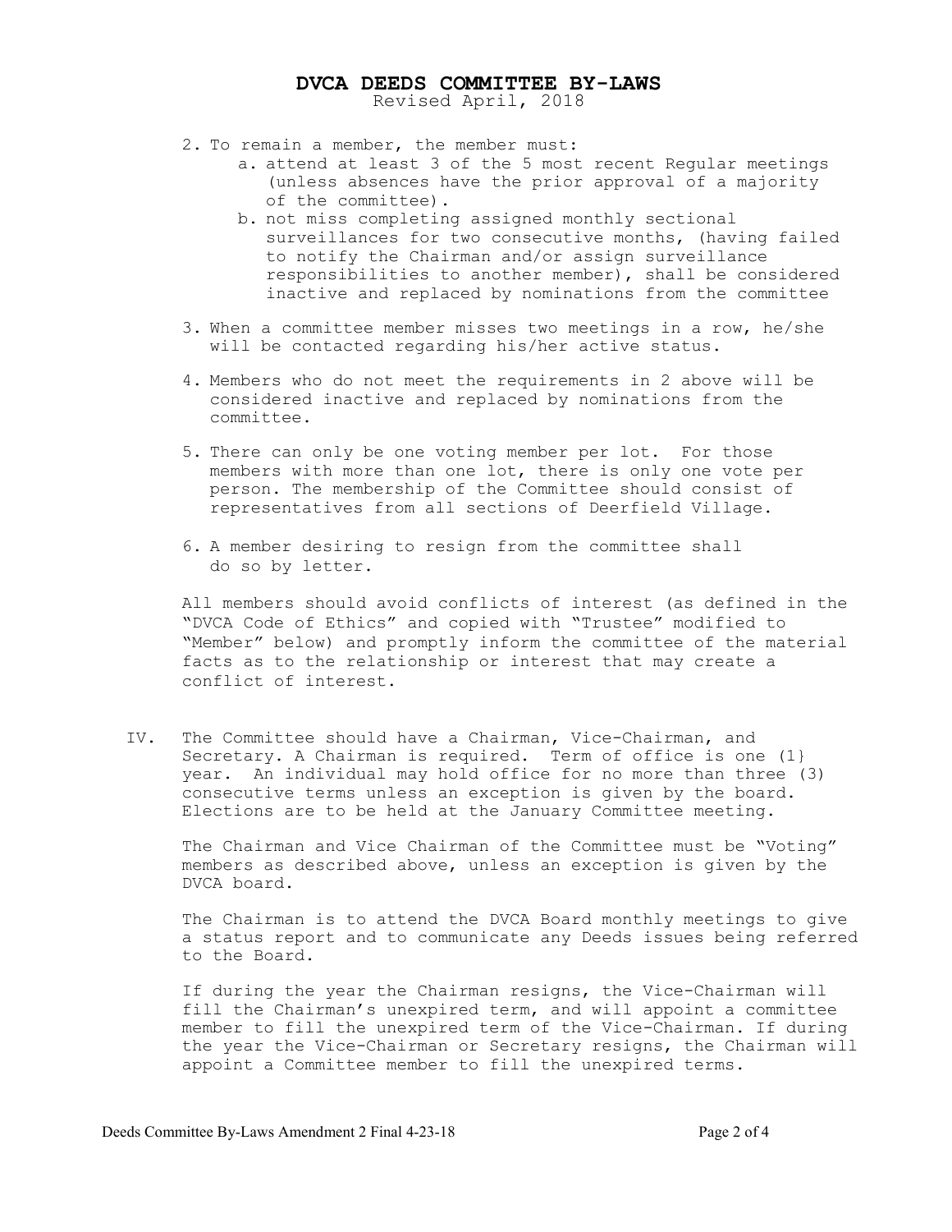# DVCA DEEDS COMMITTEE BY-LAWS

Revised April, 2018

2. To remain a member, the member must:
   a. attend at least 3 of the 5 most recent Regular meetings (unless absences have the prior approval of a majority of the committee).
   b. not miss completing assigned monthly sectional surveillances for two consecutive months, (having failed to notify the Chairman and/or assign surveillance responsibilities to another member), shall be considered inactive and replaced by nominations from the committee

3. When a committee member misses two meetings in a row, he/she will be contacted regarding his/her active status.

4. Members who do not meet the requirements in 2 above will be considered inactive and replaced by nominations from the committee.

5. There can only be one voting member per lot. For those members with more than one lot, there is only one vote per person. The membership of the Committee should consist of representatives from all sections of Deerfield Village.

6. A member desiring to resign from the committee shall do so by letter.

All members should avoid conflicts of interest (as defined in the "DVCA Code of Ethics" and copied with "Trustee" modified to "Member" below) and promptly inform the committee of the material facts as to the relationship or interest that may create a conflict of interest.

IV. The Committee should have a Chairman, Vice-Chairman, and Secretary. A Chairman is required. Term of office is one (1} year. An individual may hold office for no more than three (3) consecutive terms unless an exception is given by the board. Elections are to be held at the January Committee meeting.

The Chairman and Vice Chairman of the Committee must be "Voting" members as described above, unless an exception is given by the DVCA board.

The Chairman is to attend the DVCA Board monthly meetings to give a status report and to communicate any Deeds issues being referred to the Board.

If during the year the Chairman resigns, the Vice-Chairman will fill the Chairman's unexpired term, and will appoint a committee member to fill the unexpired term of the Vice-Chairman. If during the year the Vice-Chairman or Secretary resigns, the Chairman will appoint a Committee member to fill the unexpired terms.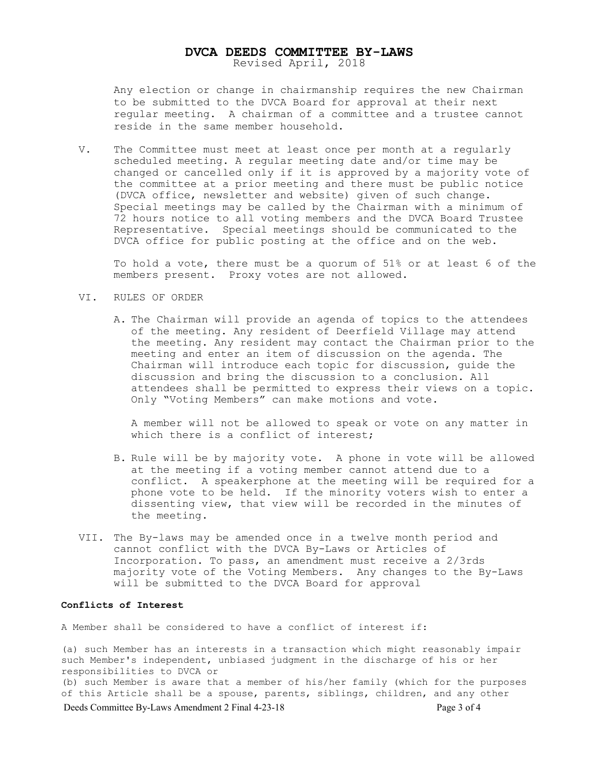Any election or change in chairmanship requires the new Chairman to be submitted to the DVCA Board for approval at their next regular meeting. A chairman of a committee and a trustee cannot reside in the same member household.

V. The Committee must meet at least once per month at a regularly scheduled meeting. A regular meeting date and/or time may be changed or cancelled only if it is approved by a majority vote of the committee at a prior meeting and there must be public notice (DVCA office, newsletter and website) given of such change. Special meetings may be called by the Chairman with a minimum of 72 hours notice to all voting members and the DVCA Board Trustee Representative. Special meetings should be communicated to the DVCA office for public posting at the office and on the web.

   To hold a vote, there must be a quorum of 51% or at least 6 of the members present. Proxy votes are not allowed.

VI. RULES OF ORDER

   A. The Chairman will provide an agenda of topics to the attendees of the meeting. Any resident of Deerfield Village may attend the meeting. Any resident may contact the Chairman prior to the meeting and enter an item of discussion on the agenda. The Chairman will introduce each topic for discussion, guide the discussion and bring the discussion to a conclusion. All attendees shall be permitted to express their views on a topic. Only "Voting Members" can make motions and vote.

      A member will not be allowed to speak or vote on any matter in which there is a conflict of interest;

   B. Rule will be by majority vote. A phone in vote will be allowed at the meeting if a voting member cannot attend due to a conflict. A speakerphone at the meeting will be required for a phone vote to be held. If the minority voters wish to enter a dissenting view, that view will be recorded in the minutes of the meeting.

VII. The By-laws may be amended once in a twelve month period and cannot conflict with the DVCA By-Laws or Articles of Incorporation. To pass, an amendment must receive a 2/3rds majority vote of the Voting Members. Any changes to the By-Laws will be submitted to the DVCA Board for approval

**Conflicts of Interest**

A Member shall be considered to have a conflict of interest if:

(a) such Member has an interests in a transaction which might reasonably impair such Member's independent, unbiased judgment in the discharge of his or her responsibilities to DVCA or

(b) such Member is aware that a member of his/her family (which for the purposes of this Article shall be a spouse, parents, siblings, children, and any other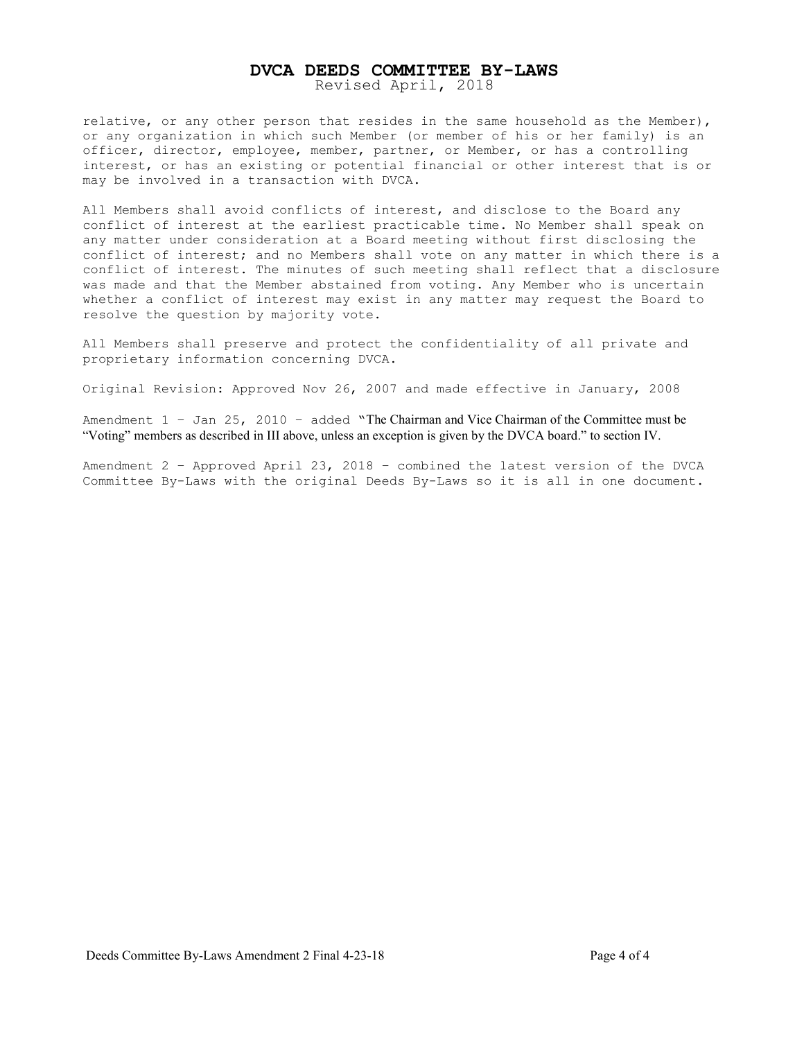relative, or any other person that resides in the same household as the Member), or any organization in which such Member (or member of his or her family) is an officer, director, employee, member, partner, or Member, or has a controlling interest, or has an existing or potential financial or other interest that is or may be involved in a transaction with DVCA.

All Members shall avoid conflicts of interest, and disclose to the Board any conflict of interest at the earliest practicable time. No Member shall speak on any matter under consideration at a Board meeting without first disclosing the conflict of interest; and no Members shall vote on any matter in which there is a conflict of interest. The minutes of such meeting shall reflect that a disclosure was made and that the Member abstained from voting. Any Member who is uncertain whether a conflict of interest may exist in any matter may request the Board to resolve the question by majority vote.

All Members shall preserve and protect the confidentiality of all private and proprietary information concerning DVCA.

Original Revision: Approved Nov 26, 2007 and made effective in January, 2008

Amendment 1 – Jan 25, 2010 – added "The Chairman and Vice Chairman of the Committee must be "Voting" members as described in III above, unless an exception is given by the DVCA board." to section IV.

Amendment 2 – Approved April 23, 2018 – combined the latest version of the DVCA Committee By-Laws with the original Deeds By-Laws so it is all in one document.